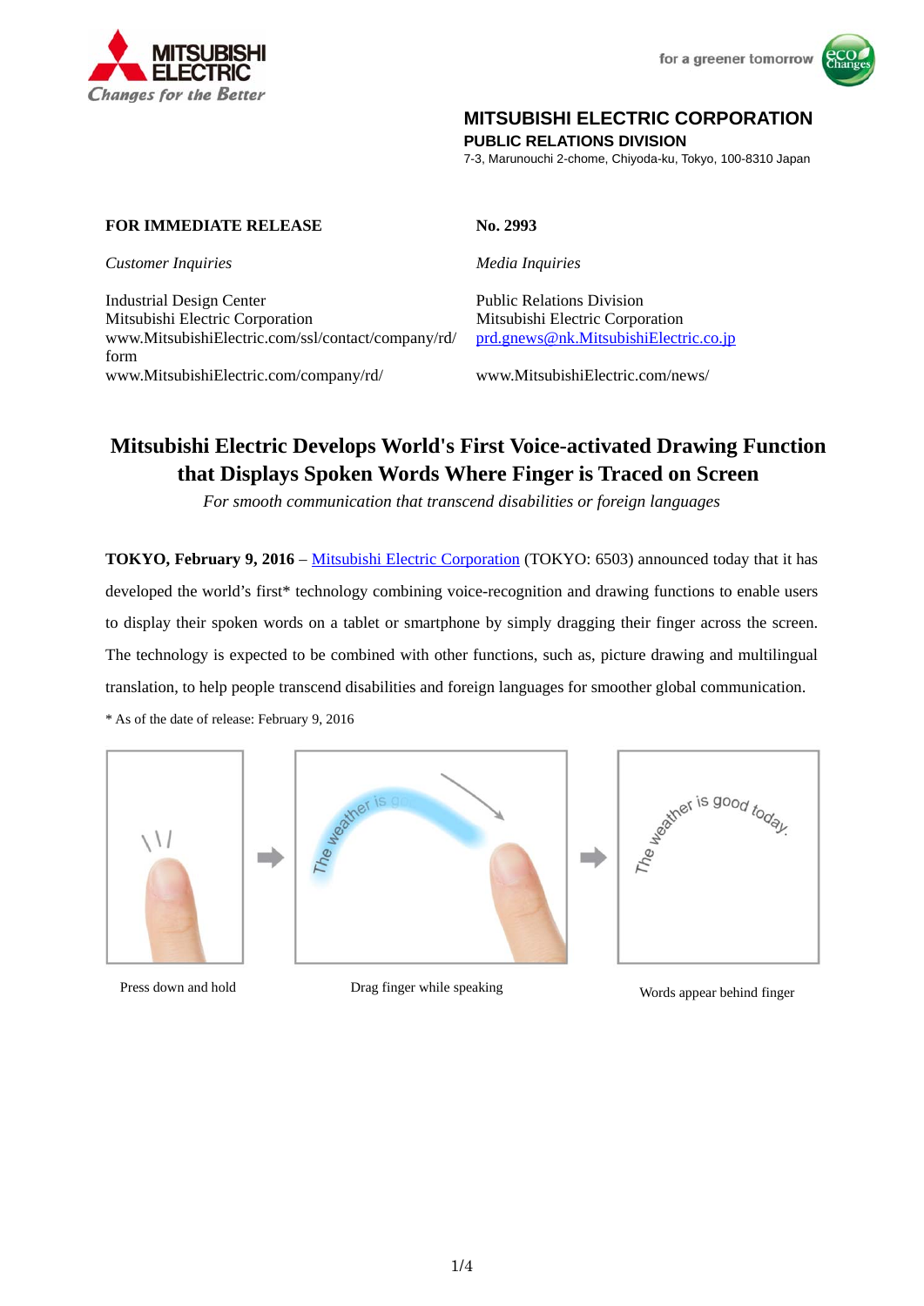MITSUBISHI ELECTRIC

*Changes for the Better*

for a greener tomorrow

**MITSUBISHI ELECTRIC CORPORATION**
**PUBLIC RELATIONS DIVISION**
7-3, Marunouchi 2-chome, Chiyoda-ku, Tokyo, 100-8310 Japan

**FOR IMMEDIATE RELEASE**

**No. 2993**

*Customer Inquiries*

Industrial Design Center
Mitsubishi Electric Corporation
www.MitsubishiElectric.com/ssl/contact/company/rd/form
www.MitsubishiElectric.com/company/rd/

*Media Inquiries*

Public Relations Division
Mitsubishi Electric Corporation
prd.gnews@nk.MitsubishiElectric.co.jp
www.MitsubishiElectric.com/news/

# Mitsubishi Electric Develops World's First Voice-activated Drawing Function that Displays Spoken Words Where Finger is Traced on Screen

*For smooth communication that transcend disabilities or foreign languages*

**TOKYO, February 9, 2016** – Mitsubishi Electric Corporation (TOKYO: 6503) announced today that it has developed the world's first* technology combining voice-recognition and drawing functions to enable users to display their spoken words on a tablet or smartphone by simply dragging their finger across the screen. The technology is expected to be combined with other functions, such as, picture drawing and multilingual translation, to help people transcend disabilities and foreign languages for smoother global communication.

* As of the date of release: February 9, 2016

Press down and hold

Drag finger while speaking

Words appear behind finger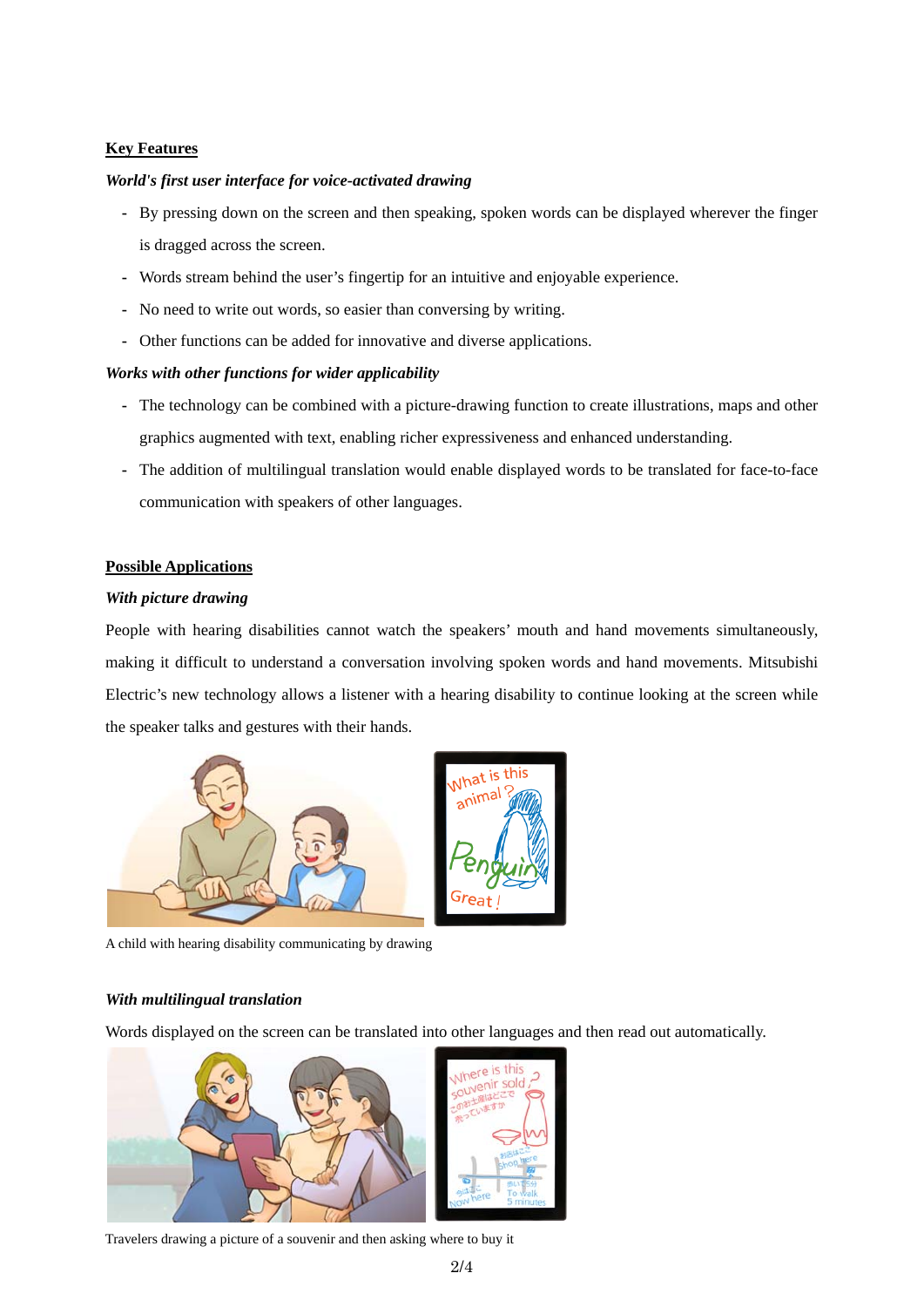## Key Features

### *World's first user interface for voice-activated drawing*

- By pressing down on the screen and then speaking, spoken words can be displayed wherever the finger is dragged across the screen.
- Words stream behind the user's fingertip for an intuitive and enjoyable experience.
- No need to write out words, so easier than conversing by writing.
- Other functions can be added for innovative and diverse applications.

### *Works with other functions for wider applicability*

- The technology can be combined with a picture-drawing function to create illustrations, maps and other graphics augmented with text, enabling richer expressiveness and enhanced understanding.
- The addition of multilingual translation would enable displayed words to be translated for face-to-face communication with speakers of other languages.

## Possible Applications

### *With picture drawing*

People with hearing disabilities cannot watch the speakers' mouth and hand movements simultaneously, making it difficult to understand a conversation involving spoken words and hand movements. Mitsubishi Electric's new technology allows a listener with a hearing disability to continue looking at the screen while the speaker talks and gestures with their hands.

A child with hearing disability communicating by drawing

### *With multilingual translation*

Words displayed on the screen can be translated into other languages and then read out automatically.

Travelers drawing a picture of a souvenir and then asking where to buy it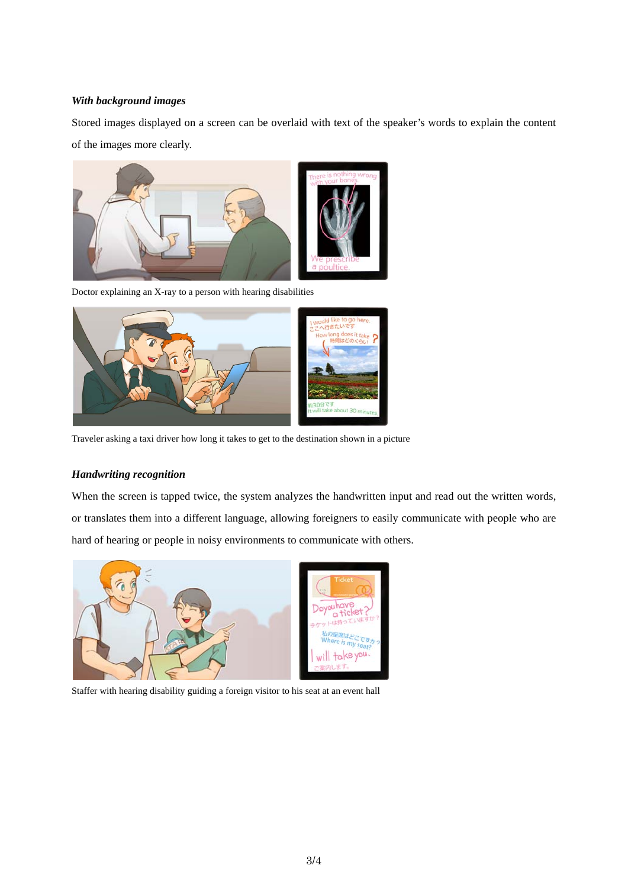***With background images***

Stored images displayed on a screen can be overlaid with text of the speaker's words to explain the content of the images more clearly.

Doctor explaining an X-ray to a person with hearing disabilities

Traveler asking a taxi driver how long it takes to get to the destination shown in a picture

***Handwriting recognition***

When the screen is tapped twice, the system analyzes the handwritten input and read out the written words, or translates them into a different language, allowing foreigners to easily communicate with people who are hard of hearing or people in noisy environments to communicate with others.

Staffer with hearing disability guiding a foreign visitor to his seat at an event hall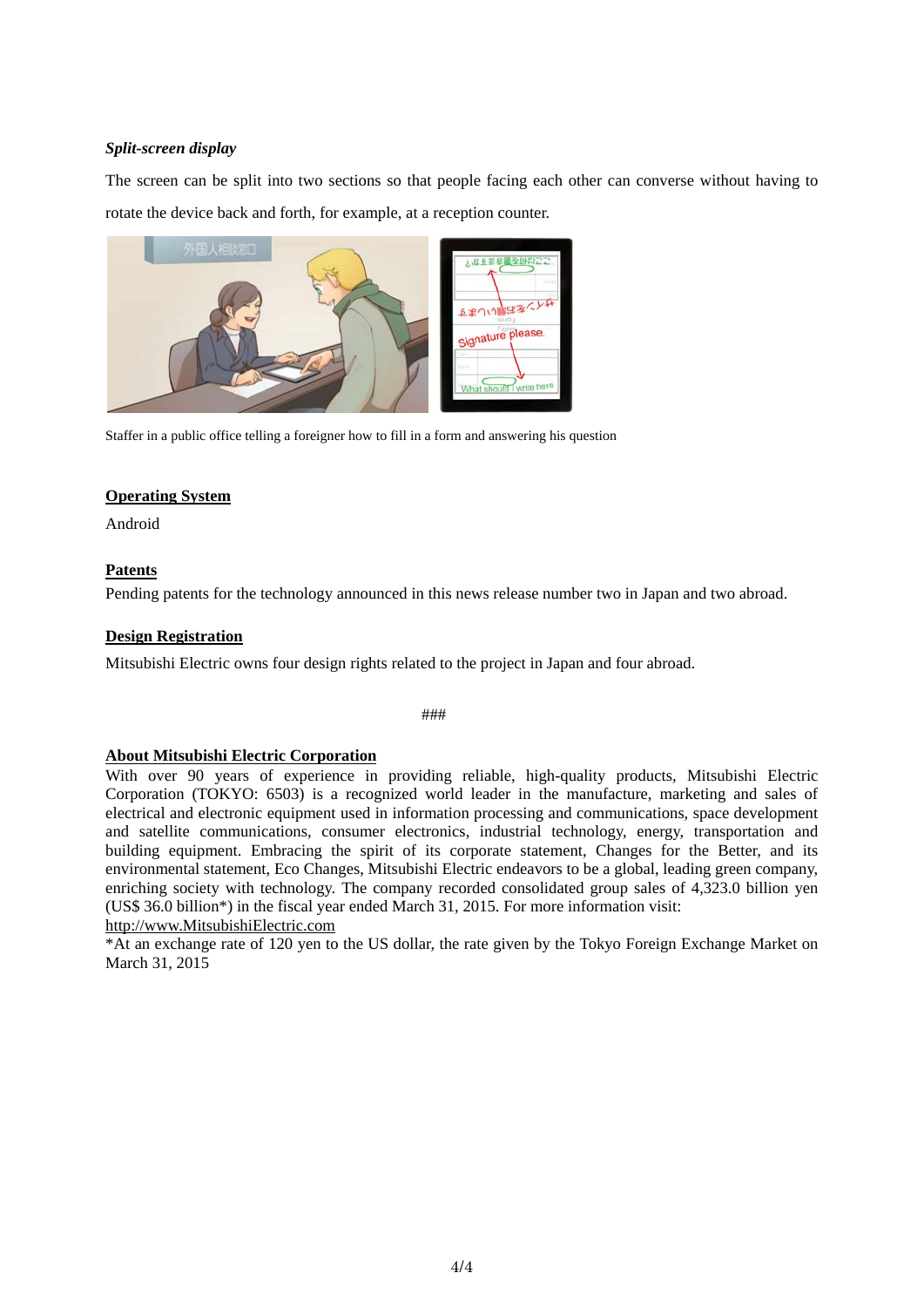***Split-screen display***

The screen can be split into two sections so that people facing each other can converse without having to rotate the device back and forth, for example, at a reception counter.

Staffer in a public office telling a foreigner how to fill in a form and answering his question

**Operating System**

Android

**Patents**

Pending patents for the technology announced in this news release number two in Japan and two abroad.

**Design Registration**

Mitsubishi Electric owns four design rights related to the project in Japan and four abroad.

###

**About Mitsubishi Electric Corporation**

With over 90 years of experience in providing reliable, high-quality products, Mitsubishi Electric Corporation (TOKYO: 6503) is a recognized world leader in the manufacture, marketing and sales of electrical and electronic equipment used in information processing and communications, space development and satellite communications, consumer electronics, industrial technology, energy, transportation and building equipment. Embracing the spirit of its corporate statement, Changes for the Better, and its environmental statement, Eco Changes, Mitsubishi Electric endeavors to be a global, leading green company, enriching society with technology. The company recorded consolidated group sales of 4,323.0 billion yen (US$ 36.0 billion*) in the fiscal year ended March 31, 2015. For more information visit:
http://www.MitsubishiElectric.com

*At an exchange rate of 120 yen to the US dollar, the rate given by the Tokyo Foreign Exchange Market on March 31, 2015